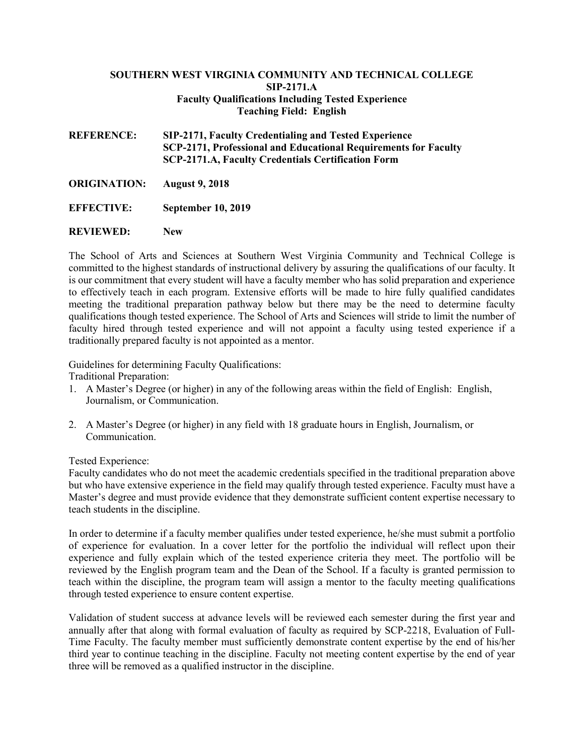**SOUTHERN WEST VIRGINIA COMMUNITY AND TECHNICAL COLLEGE**
**SIP-2171.A**
**Faculty Qualifications Including Tested Experience**
**Teaching Field: English**

**REFERENCE:** **SIP-2171, Faculty Credentialing and Tested Experience**
**SCP-2171, Professional and Educational Requirements for Faculty**
**SCP-2171.A, Faculty Credentials Certification Form**

**ORIGINATION:** **August 9, 2018**

**EFFECTIVE:** **September 10, 2019**

**REVIEWED:** **New**

The School of Arts and Sciences at Southern West Virginia Community and Technical College is committed to the highest standards of instructional delivery by assuring the qualifications of our faculty. It is our commitment that every student will have a faculty member who has solid preparation and experience to effectively teach in each program. Extensive efforts will be made to hire fully qualified candidates meeting the traditional preparation pathway below but there may be the need to determine faculty qualifications though tested experience. The School of Arts and Sciences will stride to limit the number of faculty hired through tested experience and will not appoint a faculty using tested experience if a traditionally prepared faculty is not appointed as a mentor.

Guidelines for determining Faculty Qualifications:
Traditional Preparation:

1. A Master's Degree (or higher) in any of the following areas within the field of English: English, Journalism, or Communication.

2. A Master's Degree (or higher) in any field with 18 graduate hours in English, Journalism, or Communication.

Tested Experience:
Faculty candidates who do not meet the academic credentials specified in the traditional preparation above but who have extensive experience in the field may qualify through tested experience. Faculty must have a Master's degree and must provide evidence that they demonstrate sufficient content expertise necessary to teach students in the discipline.

In order to determine if a faculty member qualifies under tested experience, he/she must submit a portfolio of experience for evaluation. In a cover letter for the portfolio the individual will reflect upon their experience and fully explain which of the tested experience criteria they meet. The portfolio will be reviewed by the English program team and the Dean of the School. If a faculty is granted permission to teach within the discipline, the program team will assign a mentor to the faculty meeting qualifications through tested experience to ensure content expertise.

Validation of student success at advance levels will be reviewed each semester during the first year and annually after that along with formal evaluation of faculty as required by SCP-2218, Evaluation of Full-Time Faculty. The faculty member must sufficiently demonstrate content expertise by the end of his/her third year to continue teaching in the discipline. Faculty not meeting content expertise by the end of year three will be removed as a qualified instructor in the discipline.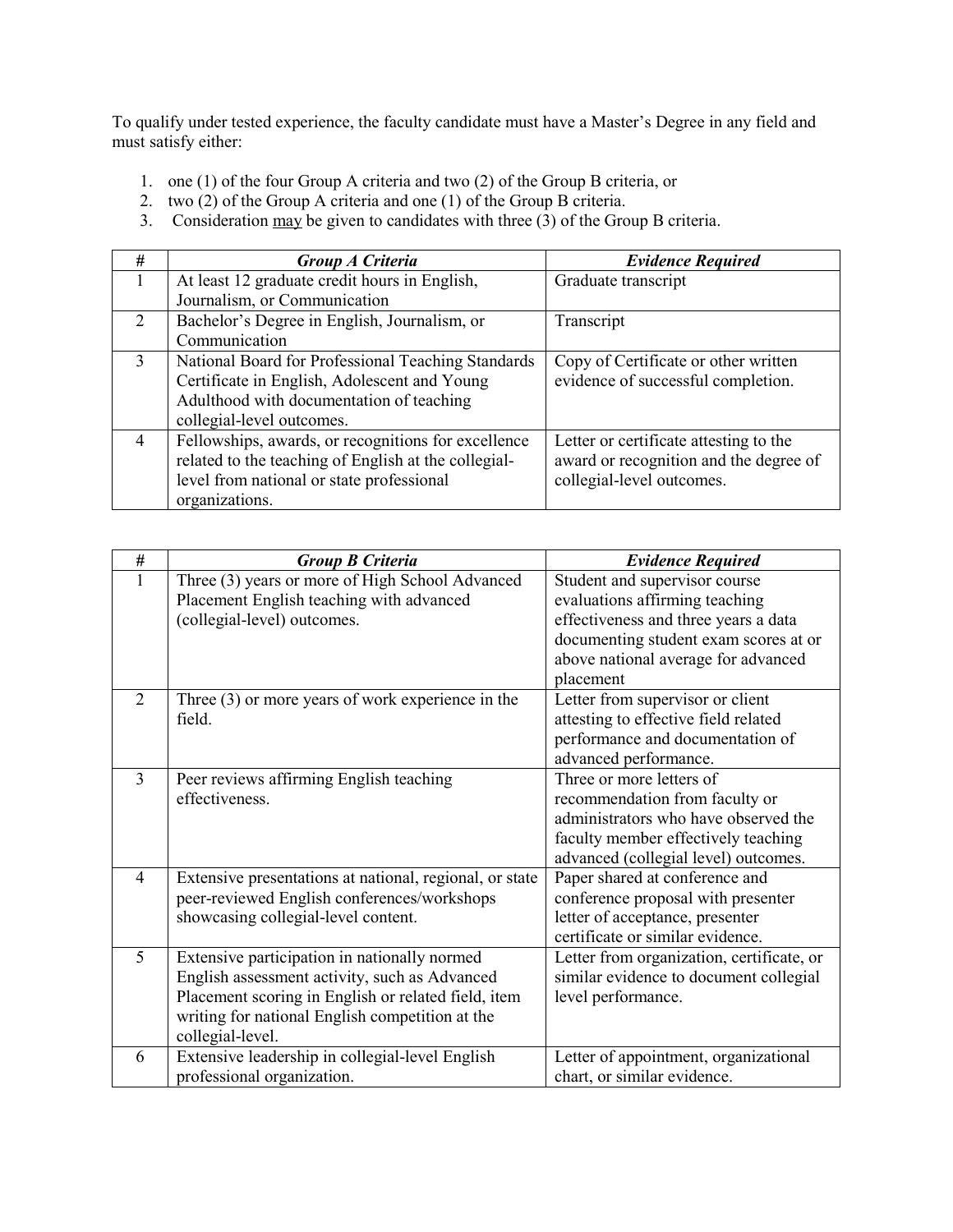To qualify under tested experience, the faculty candidate must have a Master's Degree in any field and must satisfy either:

1. one (1) of the four Group A criteria and two (2) of the Group B criteria, or
2. two (2) of the Group A criteria and one (1) of the Group B criteria.
3. Consideration <u>may</u> be given to candidates with three (3) of the Group B criteria.

| # | ***Group A Criteria*** | ***Evidence Required*** |
|---|---|---|
| 1 | At least 12 graduate credit hours in English, Journalism, or Communication | Graduate transcript |
| 2 | Bachelor's Degree in English, Journalism, or Communication | Transcript |
| 3 | National Board for Professional Teaching Standards Certificate in English, Adolescent and Young Adulthood with documentation of teaching collegial-level outcomes. | Copy of Certificate or other written evidence of successful completion. |
| 4 | Fellowships, awards, or recognitions for excellence related to the teaching of English at the collegial-level from national or state professional organizations. | Letter or certificate attesting to the award or recognition and the degree of collegial-level outcomes. |

| # | ***Group B Criteria*** | ***Evidence Required*** |
|---|---|---|
| 1 | Three (3) years or more of High School Advanced Placement English teaching with advanced (collegial-level) outcomes. | Student and supervisor course evaluations affirming teaching effectiveness and three years a data documenting student exam scores at or above national average for advanced placement |
| 2 | Three (3) or more years of work experience in the field. | Letter from supervisor or client attesting to effective field related performance and documentation of advanced performance. |
| 3 | Peer reviews affirming English teaching effectiveness. | Three or more letters of recommendation from faculty or administrators who have observed the faculty member effectively teaching advanced (collegial level) outcomes. |
| 4 | Extensive presentations at national, regional, or state peer-reviewed English conferences/workshops showcasing collegial-level content. | Paper shared at conference and conference proposal with presenter letter of acceptance, presenter certificate or similar evidence. |
| 5 | Extensive participation in nationally normed English assessment activity, such as Advanced Placement scoring in English or related field, item writing for national English competition at the collegial-level. | Letter from organization, certificate, or similar evidence to document collegial level performance. |
| 6 | Extensive leadership in collegial-level English professional organization. | Letter of appointment, organizational chart, or similar evidence. |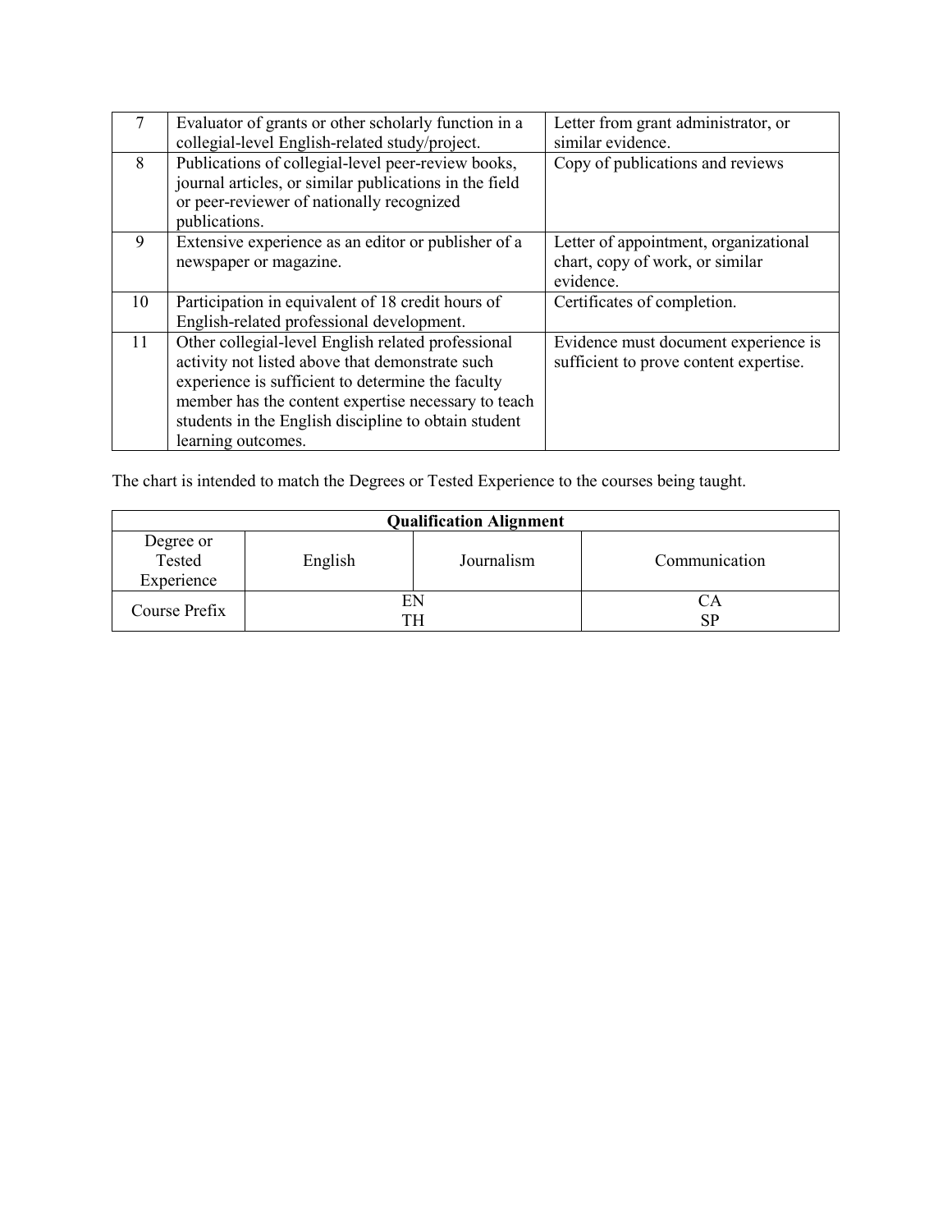| | | |
|---|---|---|
| 7 | Evaluator of grants or other scholarly function in a collegial-level English-related study/project. | Letter from grant administrator, or similar evidence. |
| 8 | Publications of collegial-level peer-review books, journal articles, or similar publications in the field or peer-reviewer of nationally recognized publications. | Copy of publications and reviews |
| 9 | Extensive experience as an editor or publisher of a newspaper or magazine. | Letter of appointment, organizational chart, copy of work, or similar evidence. |
| 10 | Participation in equivalent of 18 credit hours of English-related professional development. | Certificates of completion. |
| 11 | Other collegial-level English related professional activity not listed above that demonstrate such experience is sufficient to determine the faculty member has the content expertise necessary to teach students in the English discipline to obtain student learning outcomes. | Evidence must document experience is sufficient to prove content expertise. |

The chart is intended to match the Degrees or Tested Experience to the courses being taught.

| **Qualification Alignment** | | | |
|---|---|---|---|
| Degree or Tested Experience | English | Journalism | Communication |
| Course Prefix | EN<br>TH | | CA<br>SP |